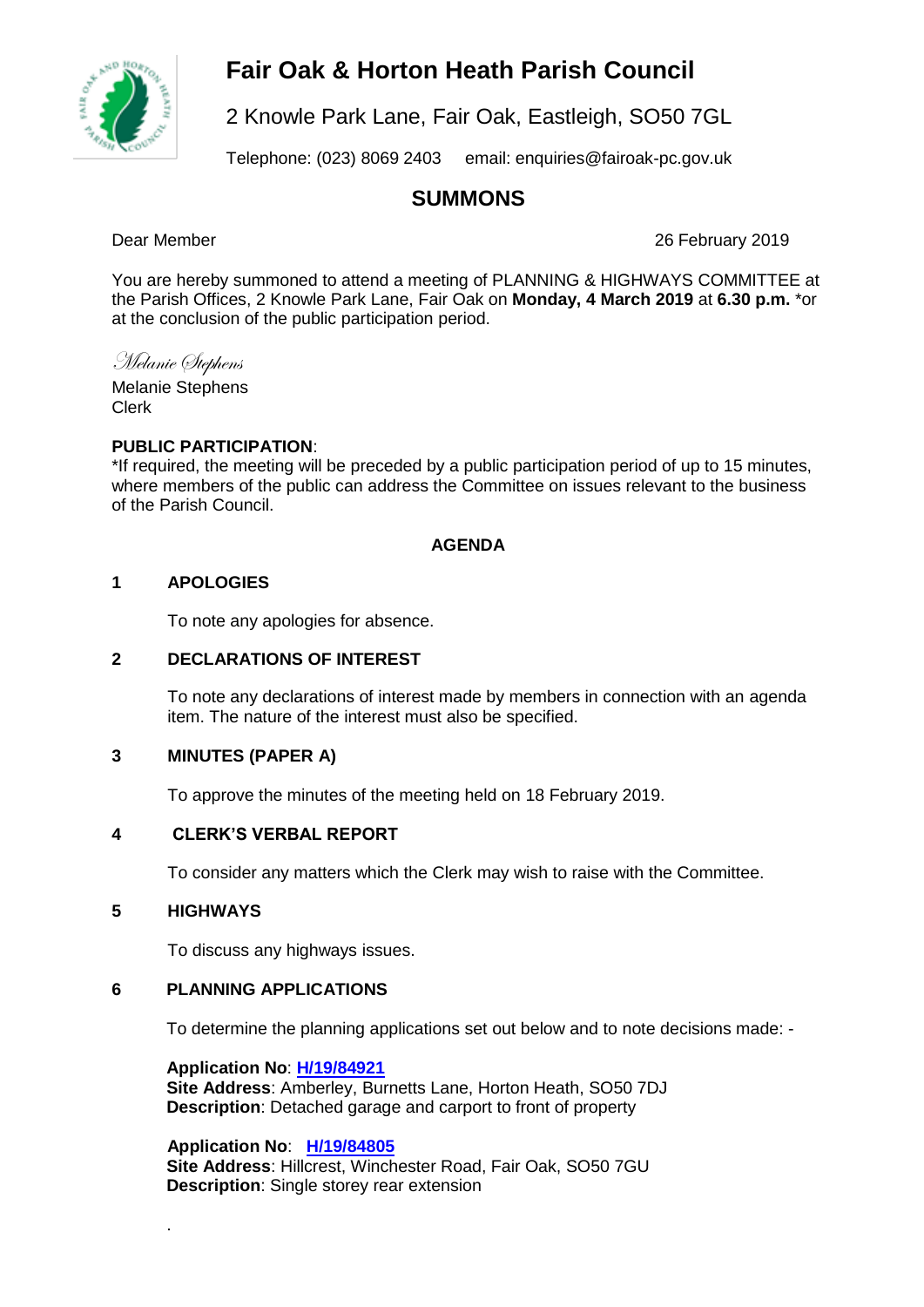# Fair Oak & Horton Heath Parish Council

2 Knowle Park Lane, Fair Oak, Eastleigh, SO50 7GL

Telephone: (023) 8069 2403 email: enquiries@fairoak-pc.gov.uk

## SUMMONS

Dear Member

26 February 2019

You are hereby summoned to attend a meeting of PLANNING & HIGHWAYS COMMITTEE at the Parish Offices, 2 Knowle Park Lane, Fair Oak on **Monday, 4 March 2019** at **6.30 p.m.** *or at the conclusion of the public participation period.

*Melanie Stephens*

Melanie Stephens
Clerk

**PUBLIC PARTICIPATION**:
*If required, the meeting will be preceded by a public participation period of up to 15 minutes, where members of the public can address the Committee on issues relevant to the business of the Parish Council.

### AGENDA

**1 APOLOGIES**

To note any apologies for absence.

**2 DECLARATIONS OF INTEREST**

To note any declarations of interest made by members in connection with an agenda item. The nature of the interest must also be specified.

**3 MINUTES (PAPER A)**

To approve the minutes of the meeting held on 18 February 2019.

**4 CLERK'S VERBAL REPORT**

To consider any matters which the Clerk may wish to raise with the Committee.

**5 HIGHWAYS**

To discuss any highways issues.

**6 PLANNING APPLICATIONS**

To determine the planning applications set out below and to note decisions made: -

**Application No**: **H/19/84921**
**Site Address**: Amberley, Burnetts Lane, Horton Heath, SO50 7DJ
**Description**: Detached garage and carport to front of property

**Application No**: **H/19/84805**
**Site Address**: Hillcrest, Winchester Road, Fair Oak, SO50 7GU
**Description**: Single storey rear extension

.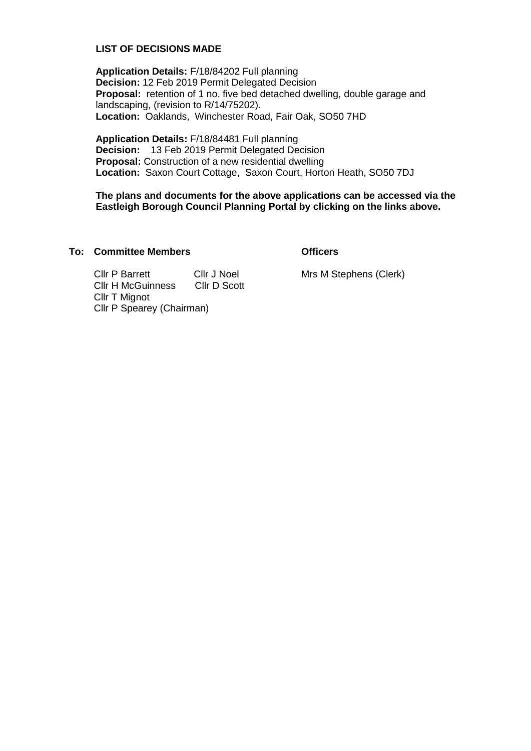**LIST OF DECISIONS MADE**

**Application Details:** F/18/84202 Full planning
**Decision:** 12 Feb 2019 Permit Delegated Decision
**Proposal:** retention of 1 no. five bed detached dwelling, double garage and landscaping, (revision to R/14/75202).
**Location:** Oaklands, Winchester Road, Fair Oak, SO50 7HD

**Application Details:** F/18/84481 Full planning
**Decision:** 13 Feb 2019 Permit Delegated Decision
**Proposal:** Construction of a new residential dwelling
**Location:** Saxon Court Cottage, Saxon Court, Horton Heath, SO50 7DJ

**The plans and documents for the above applications can be accessed via the Eastleigh Borough Council Planning Portal by clicking on the links above.**

**To: Committee Members**

Cllr P Barrett
Cllr J Noel
Cllr H McGuinness
Cllr D Scott
Cllr T Mignot
Cllr P Spearey (Chairman)

**Officers**

Mrs M Stephens (Clerk)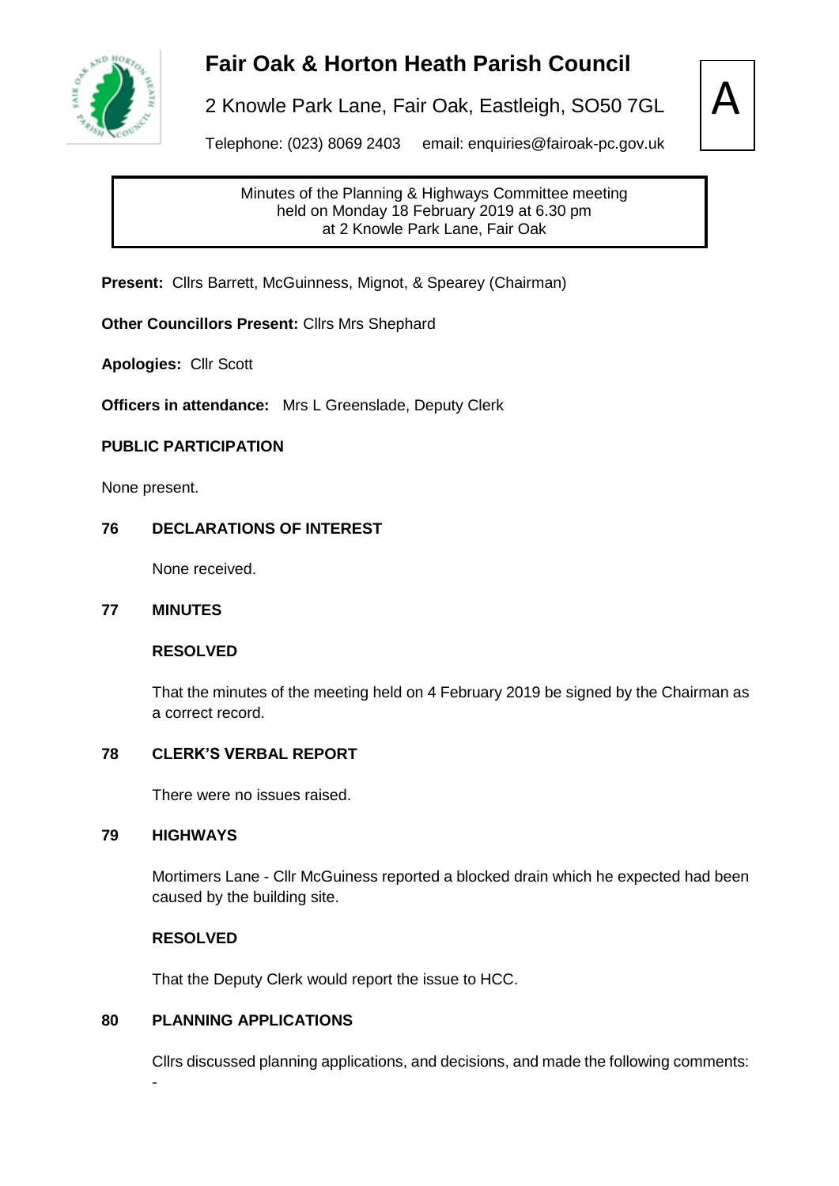# Fair Oak & Horton Heath Parish Council

2 Knowle Park Lane, Fair Oak, Eastleigh, SO50 7GL

Telephone: (023) 8069 2403 email: enquiries@fairoak-pc.gov.uk

A

Minutes of the Planning & Highways Committee meeting
held on Monday 18 February 2019 at 6.30 pm
at 2 Knowle Park Lane, Fair Oak

**Present:** Cllrs Barrett, McGuinness, Mignot, & Spearey (Chairman)

**Other Councillors Present:** Cllrs Mrs Shephard

**Apologies:** Cllr Scott

**Officers in attendance:** Mrs L Greenslade, Deputy Clerk

**PUBLIC PARTICIPATION**

None present.

**76 DECLARATIONS OF INTEREST**

None received.

**77 MINUTES**

**RESOLVED**

That the minutes of the meeting held on 4 February 2019 be signed by the Chairman as a correct record.

**78 CLERK'S VERBAL REPORT**

There were no issues raised.

**79 HIGHWAYS**

Mortimers Lane - Cllr McGuiness reported a blocked drain which he expected had been caused by the building site.

**RESOLVED**

That the Deputy Clerk would report the issue to HCC.

**80 PLANNING APPLICATIONS**

Cllrs discussed planning applications, and decisions, and made the following comments:

-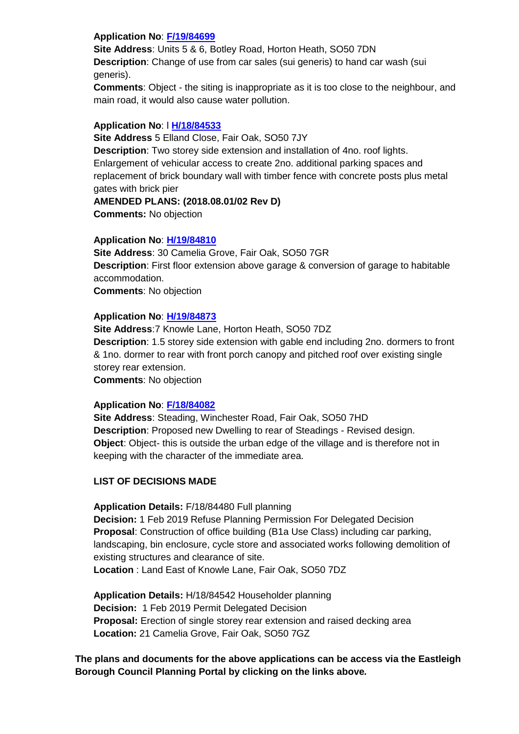**Application No**: **F/19/84699**
**Site Address**: Units 5 & 6, Botley Road, Horton Heath, SO50 7DN
**Description**: Change of use from car sales (sui generis) to hand car wash (sui generis).
**Comments**: Object - the siting is inappropriate as it is too close to the neighbour, and main road, it would also cause water pollution.

**Application No**: l **H/18/84533**
**Site Address** 5 Elland Close, Fair Oak, SO50 7JY
**Description**: Two storey side extension and installation of 4no. roof lights. Enlargement of vehicular access to create 2no. additional parking spaces and replacement of brick boundary wall with timber fence with concrete posts plus metal gates with brick pier
**AMENDED PLANS: (2018.08.01/02 Rev D)**
**Comments:** No objection

**Application No**: **H/19/84810**
**Site Address**: 30 Camelia Grove, Fair Oak, SO50 7GR
**Description**: First floor extension above garage & conversion of garage to habitable accommodation.
**Comments**: No objection

**Application No**: **H/19/84873**
**Site Address**:7 Knowle Lane, Horton Heath, SO50 7DZ
**Description**: 1.5 storey side extension with gable end including 2no. dormers to front & 1no. dormer to rear with front porch canopy and pitched roof over existing single storey rear extension.
**Comments**: No objection

**Application No**: **F/18/84082**
**Site Address**: Steading, Winchester Road, Fair Oak, SO50 7HD
**Description**: Proposed new Dwelling to rear of Steadings - Revised design.
**Object**: Object- this is outside the urban edge of the village and is therefore not in keeping with the character of the immediate area.

**LIST OF DECISIONS MADE**

**Application Details:** F/18/84480 Full planning
**Decision:** 1 Feb 2019 Refuse Planning Permission For Delegated Decision
**Proposal**: Construction of office building (B1a Use Class) including car parking, landscaping, bin enclosure, cycle store and associated works following demolition of existing structures and clearance of site.
**Location** : Land East of Knowle Lane, Fair Oak, SO50 7DZ

**Application Details:** H/18/84542 Householder planning
**Decision:** 1 Feb 2019 Permit Delegated Decision
**Proposal:** Erection of single storey rear extension and raised decking area
**Location:** 21 Camelia Grove, Fair Oak, SO50 7GZ

**The plans and documents for the above applications can be access via the Eastleigh Borough Council Planning Portal by clicking on the links above.**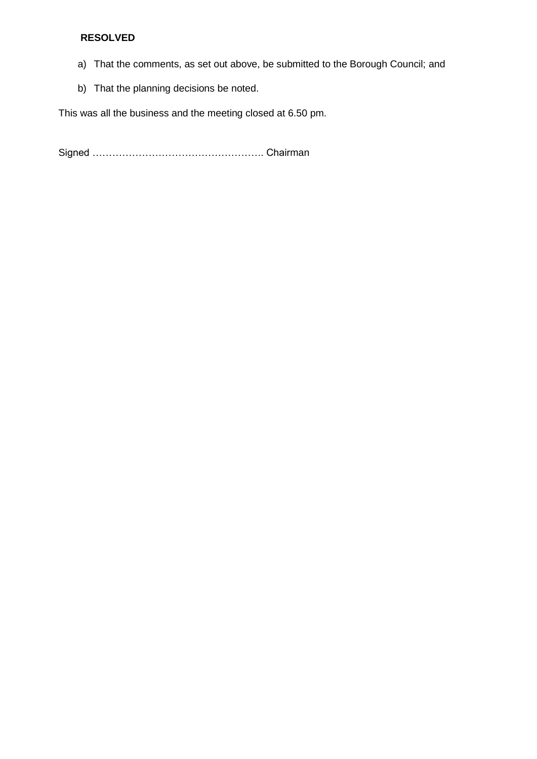**RESOLVED**

a) That the comments, as set out above, be submitted to the Borough Council; and

b) That the planning decisions be noted.

This was all the business and the meeting closed at 6.50 pm.

Signed ……………………………………………. Chairman